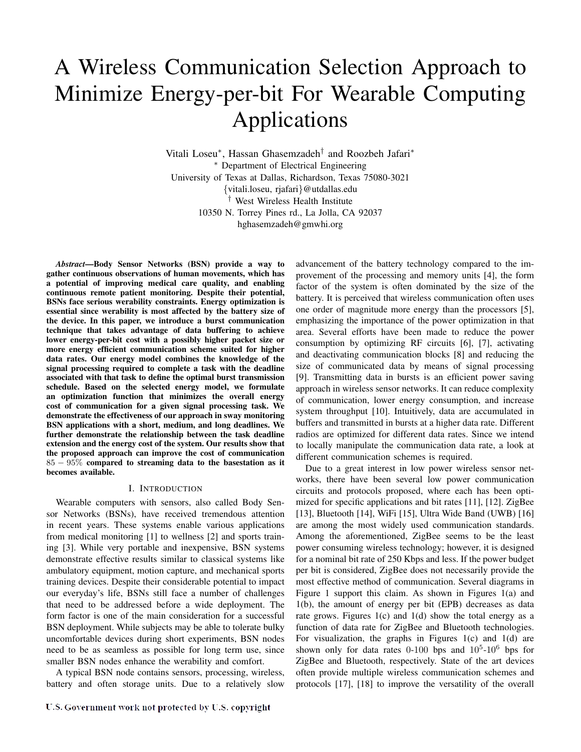# A Wireless Communication Selection Approach to Minimize Energy-per-bit For Wearable Computing Applications

Vitali Loseu*, Hassan Ghasemzadeh† and Roozbeh Jafari*

* Department of Electrical Engineering
University of Texas at Dallas, Richardson, Texas 75080-3021
{vitali.loseu, rjafari}@utdallas.edu
† West Wireless Health Institute
10350 N. Torrey Pines rd., La Jolla, CA 92037
hghasemzadeh@gmwhi.org

***Abstract*—Body Sensor Networks (BSN) provide a way to gather continuous observations of human movements, which has a potential of improving medical care quality, and enabling continuous remote patient monitoring. Despite their potential, BSNs face serious werability constraints. Energy optimization is essential since werability is most affected by the battery size of the device. In this paper, we introduce a burst communication technique that takes advantage of data buffering to achieve lower energy-per-bit cost with a possibly higher packet size or more energy efficient communication scheme suited for higher data rates. Our energy model combines the knowledge of the signal processing required to complete a task with the deadline associated with that task to define the optimal burst transmission schedule. Based on the selected energy model, we formulate an optimization function that minimizes the overall energy cost of communication for a given signal processing task. We demonstrate the effectiveness of our approach in sway monitoring BSN applications with a short, medium, and long deadlines. We further demonstrate the relationship between the task deadline extension and the energy cost of the system. Our results show that the proposed approach can improve the cost of communication $85-95\%$ compared to streaming data to the basestation as it becomes available.**

## I. Introduction

Wearable computers with sensors, also called Body Sensor Networks (BSNs), have received tremendous attention in recent years. These systems enable various applications from medical monitoring [1] to wellness [2] and sports training [3]. While very portable and inexpensive, BSN systems demonstrate effective results similar to classical systems like ambulatory equipment, motion capture, and mechanical sports training devices. Despite their considerable potential to impact our everyday's life, BSNs still face a number of challenges that need to be addressed before a wide deployment. The form factor is one of the main consideration for a successful BSN deployment. While subjects may be able to tolerate bulky uncomfortable devices during short experiments, BSN nodes need to be as seamless as possible for long term use, since smaller BSN nodes enhance the werability and comfort.

A typical BSN node contains sensors, processing, wireless, battery and often storage units. Due to a relatively slow advancement of the battery technology compared to the improvement of the processing and memory units [4], the form factor of the system is often dominated by the size of the battery. It is perceived that wireless communication often uses one order of magnitude more energy than the processors [5], emphasizing the importance of the power optimization in that area. Several efforts have been made to reduce the power consumption by optimizing RF circuits [6], [7], activating and deactivating communication blocks [8] and reducing the size of communicated data by means of signal processing [9]. Transmitting data in bursts is an efficient power saving approach in wireless sensor networks. It can reduce complexity of communication, lower energy consumption, and increase system throughput [10]. Intuitively, data are accumulated in buffers and transmitted in bursts at a higher data rate. Different radios are optimized for different data rates. Since we intend to locally manipulate the communication data rate, a look at different communication schemes is required.

Due to a great interest in low power wireless sensor networks, there have been several low power communication circuits and protocols proposed, where each has been optimized for specific applications and bit rates [11], [12]. ZigBee [13], Bluetooth [14], WiFi [15], Ultra Wide Band (UWB) [16] are among the most widely used communication standards. Among the aforementioned, ZigBee seems to be the least power consuming wireless technology; however, it is designed for a nominal bit rate of 250 Kbps and less. If the power budget per bit is considered, ZigBee does not necessarily provide the most effective method of communication. Several diagrams in Figure 1 support this claim. As shown in Figures 1(a) and 1(b), the amount of energy per bit (EPB) decreases as data rate grows. Figures 1(c) and 1(d) show the total energy as a function of data rate for ZigBee and Bluetooth technologies. For visualization, the graphs in Figures 1(c) and 1(d) are shown only for data rates 0-100 bps and $10^5$-$10^6$ bps for ZigBee and Bluetooth, respectively. State of the art devices often provide multiple wireless communication schemes and protocols [17], [18] to improve the versatility of the overall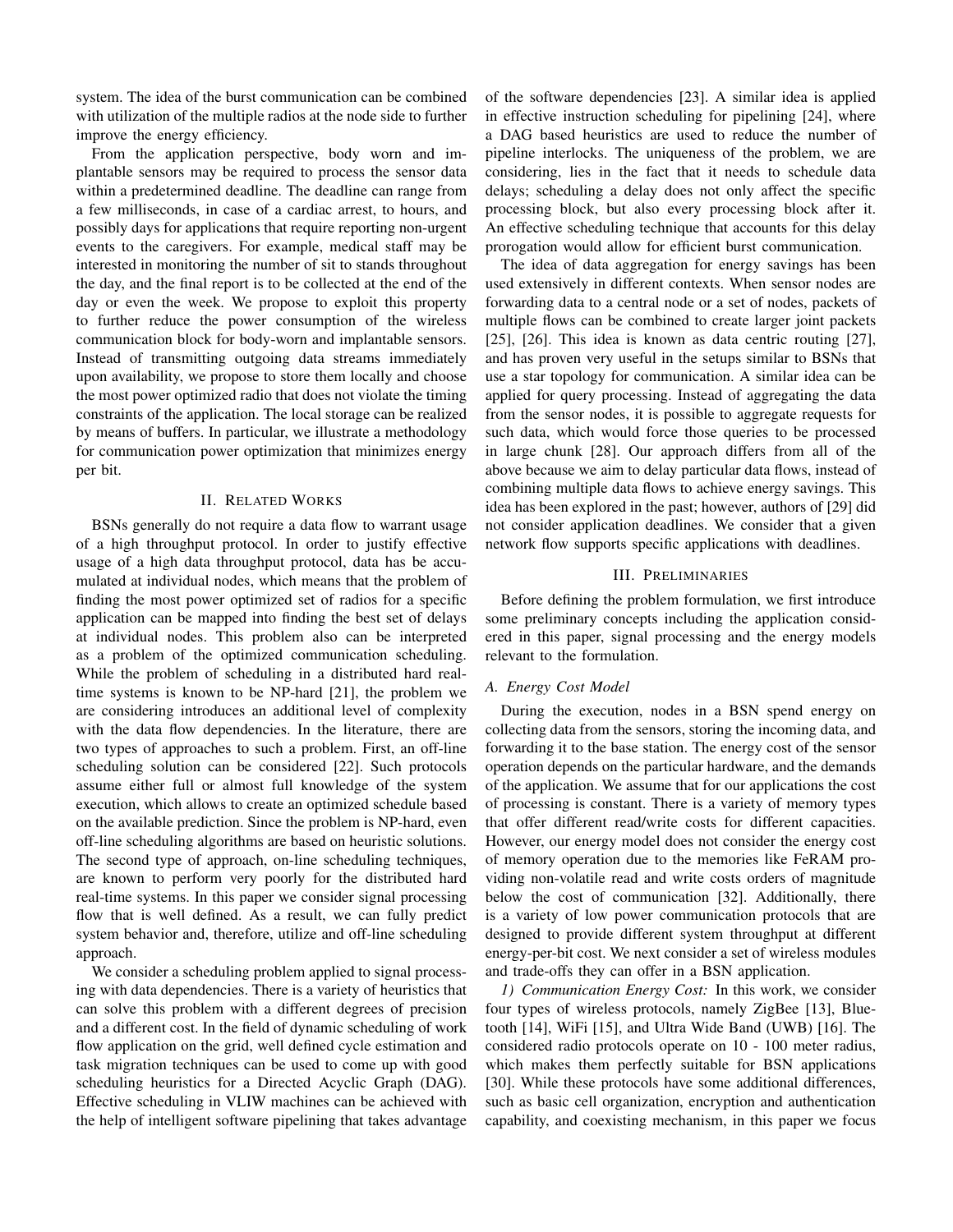system. The idea of the burst communication can be combined with utilization of the multiple radios at the node side to further improve the energy efficiency.

From the application perspective, body worn and implantable sensors may be required to process the sensor data within a predetermined deadline. The deadline can range from a few milliseconds, in case of a cardiac arrest, to hours, and possibly days for applications that require reporting non-urgent events to the caregivers. For example, medical staff may be interested in monitoring the number of sit to stands throughout the day, and the final report is to be collected at the end of the day or even the week. We propose to exploit this property to further reduce the power consumption of the wireless communication block for body-worn and implantable sensors. Instead of transmitting outgoing data streams immediately upon availability, we propose to store them locally and choose the most power optimized radio that does not violate the timing constraints of the application. The local storage can be realized by means of buffers. In particular, we illustrate a methodology for communication power optimization that minimizes energy per bit.

## II. Related Works

BSNs generally do not require a data flow to warrant usage of a high throughput protocol. In order to justify effective usage of a high data throughput protocol, data has be accumulated at individual nodes, which means that the problem of finding the most power optimized set of radios for a specific application can be mapped into finding the best set of delays at individual nodes. This problem also can be interpreted as a problem of the optimized communication scheduling. While the problem of scheduling in a distributed hard real-time systems is known to be NP-hard [21], the problem we are considering introduces an additional level of complexity with the data flow dependencies. In the literature, there are two types of approaches to such a problem. First, an off-line scheduling solution can be considered [22]. Such protocols assume either full or almost full knowledge of the system execution, which allows to create an optimized schedule based on the available prediction. Since the problem is NP-hard, even off-line scheduling algorithms are based on heuristic solutions. The second type of approach, on-line scheduling techniques, are known to perform very poorly for the distributed hard real-time systems. In this paper we consider signal processing flow that is well defined. As a result, we can fully predict system behavior and, therefore, utilize and off-line scheduling approach.

We consider a scheduling problem applied to signal processing with data dependencies. There is a variety of heuristics that can solve this problem with a different degrees of precision and a different cost. In the field of dynamic scheduling of work flow application on the grid, well defined cycle estimation and task migration techniques can be used to come up with good scheduling heuristics for a Directed Acyclic Graph (DAG). Effective scheduling in VLIW machines can be achieved with the help of intelligent software pipelining that takes advantage of the software dependencies [23]. A similar idea is applied in effective instruction scheduling for pipelining [24], where a DAG based heuristics are used to reduce the number of pipeline interlocks. The uniqueness of the problem, we are considering, lies in the fact that it needs to schedule data delays; scheduling a delay does not only affect the specific processing block, but also every processing block after it. An effective scheduling technique that accounts for this delay prorogation would allow for efficient burst communication.

The idea of data aggregation for energy savings has been used extensively in different contexts. When sensor nodes are forwarding data to a central node or a set of nodes, packets of multiple flows can be combined to create larger joint packets [25], [26]. This idea is known as data centric routing [27], and has proven very useful in the setups similar to BSNs that use a star topology for communication. A similar idea can be applied for query processing. Instead of aggregating the data from the sensor nodes, it is possible to aggregate requests for such data, which would force those queries to be processed in large chunk [28]. Our approach differs from all of the above because we aim to delay particular data flows, instead of combining multiple data flows to achieve energy savings. This idea has been explored in the past; however, authors of [29] did not consider application deadlines. We consider that a given network flow supports specific applications with deadlines.

## III. Preliminaries

Before defining the problem formulation, we first introduce some preliminary concepts including the application considered in this paper, signal processing and the energy models relevant to the formulation.

### A. Energy Cost Model

During the execution, nodes in a BSN spend energy on collecting data from the sensors, storing the incoming data, and forwarding it to the base station. The energy cost of the sensor operation depends on the particular hardware, and the demands of the application. We assume that for our applications the cost of processing is constant. There is a variety of memory types that offer different read/write costs for different capacities. However, our energy model does not consider the energy cost of memory operation due to the memories like FeRAM providing non-volatile read and write costs orders of magnitude below the cost of communication [32]. Additionally, there is a variety of low power communication protocols that are designed to provide different system throughput at different energy-per-bit cost. We next consider a set of wireless modules and trade-offs they can offer in a BSN application.

*1) Communication Energy Cost:* In this work, we consider four types of wireless protocols, namely ZigBee [13], Bluetooth [14], WiFi [15], and Ultra Wide Band (UWB) [16]. The considered radio protocols operate on 10 - 100 meter radius, which make them perfectly suitable for BSN applications [30]. While these protocols have some additional differences, such as basic cell organization, encryption and authentication capability, and coexisting mechanism, in this paper we focus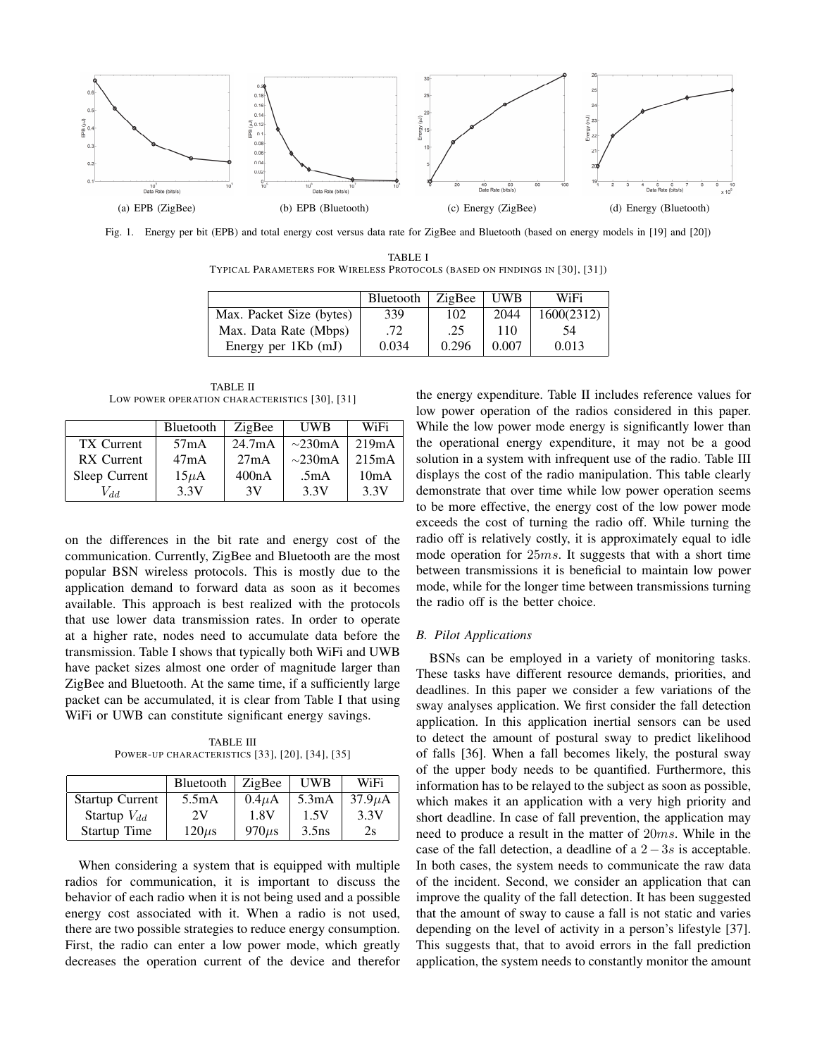(a) EPB (ZigBee)

(b) EPB (Bluetooth)

(c) Energy (ZigBee)

(d) Energy (Bluetooth)

Fig. 1. Energy per bit (EPB) and total energy cost versus data rate for ZigBee and Bluetooth (based on energy models in [19] and [20])

TABLE I
TYPICAL PARAMETERS FOR WIRELESS PROTOCOLS (BASED ON FINDINGS IN [30], [31])

| | Bluetooth | ZigBee | UWB | WiFi |
|---|---|---|---|---|
| Max. Packet Size (bytes) | 339 | 102 | 2044 | 1600(2312) |
| Max. Data Rate (Mbps) | .72 | .25 | 110 | 54 |
| Energy per 1Kb (mJ) | 0.034 | 0.296 | 0.007 | 0.013 |

TABLE II
LOW POWER OPERATION CHARACTERISTICS [30], [31]

| | Bluetooth | ZigBee | UWB | WiFi |
|---|---|---|---|---|
| TX Current | 57mA | 24.7mA | ~230mA | 219mA |
| RX Current | 47mA | 27mA | ~230mA | 215mA |
| Sleep Current | 15$\mu$A | 400nA | .5mA | 10mA |
| $V_{dd}$ | 3.3V | 3V | 3.3V | 3.3V |

on the differences in the bit rate and energy cost of the communication. Currently, ZigBee and Bluetooth are the most popular BSN wireless protocols. This is mostly due to the application demand to forward data as soon as it becomes available. This approach is best realized with the protocols that use lower data transmission rates. In order to operate at a higher rate, nodes need to accumulate data before the transmission. Table I shows that typically both WiFi and UWB have packet sizes almost one order of magnitude larger than ZigBee and Bluetooth. At the same time, if a sufficiently large packet can be accumulated, it is clear from Table I that using WiFi or UWB can constitute significant energy savings.

TABLE III
POWER-UP CHARACTERISTICS [33], [20], [34], [35]

| | Bluetooth | ZigBee | UWB | WiFi |
|---|---|---|---|---|
| Startup Current | 5.5mA | 0.4$\mu$A | 5.3mA | 37.9$\mu$A |
| Startup $V_{dd}$ | 2V | 1.8V | 1.5V | 3.3V |
| Startup Time | 120$\mu$s | 970$\mu$s | 3.5ns | 2s |

When considering a system that is equipped with multiple radios for communication, it is important to discuss the behavior of each radio when it is not being used and a possible energy cost associated with it. When a radio is not used, there are two possible strategies to reduce energy consumption. First, the radio can enter a low power mode, which greatly decreases the operation current of the device and therefor the energy expenditure. Table II includes reference values for low power operation of the radios considered in this paper. While the low power mode energy is significantly lower than the operational energy expenditure, it may not be a good solution in a system with infrequent use of the radio. Table III displays the cost of the radio manipulation. This table clearly demonstrate that over time while low power operation seems to be more effective, the energy cost of the low power mode exceeds the cost of turning the radio off. While turning the radio off is relatively costly, it is approximately equal to idle mode operation for $25ms$. It suggests that with a short time between transmissions it is beneficial to maintain low power mode, while for the longer time between transmissions turning the radio off is the better choice.

### B. Pilot Applications

BSNs can be employed in a variety of monitoring tasks. These tasks have different resource demands, priorities, and deadlines. In this paper we consider a few variations of the sway analyses application. We first consider the fall detection application. In this application inertial sensors can be used to detect the amount of postural sway to predict likelihood of falls [36]. When a fall becomes likely, the postural sway of the upper body needs to be quantified. Furthermore, this information has to be relayed to the subject as soon as possible, which makes it an application with a very high priority and short deadline. In case of fall prevention, the application may need to produce a result in the matter of $20ms$. While in the case of the fall detection, a deadline of a $2-3s$ is acceptable. In both cases, the system needs to communicate the raw data of the incident. Second, we consider an application that can improve the quality of the fall detection. It has been suggested that the amount of sway to cause a fall is not static and varies depending on the level of activity in a person's lifestyle [37]. This suggests that, that to avoid errors in the fall prediction application, the system needs to constantly monitor the amount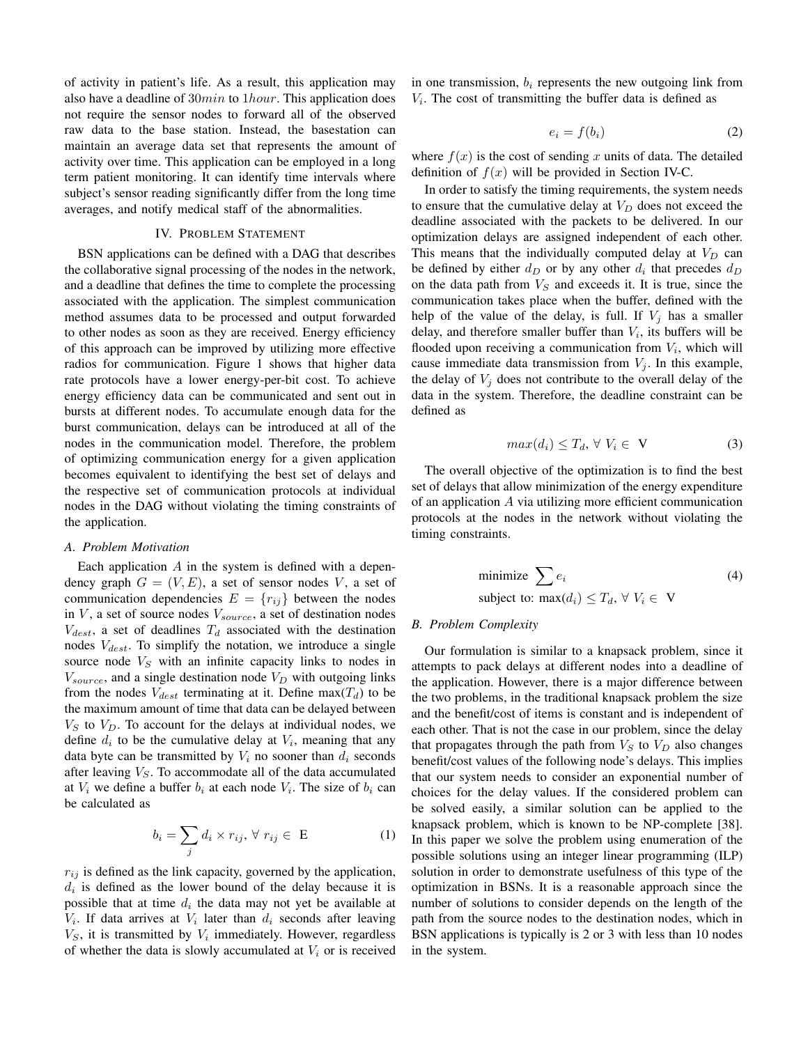of activity in patient's life. As a result, this application may also have a deadline of $30min$ to $1hour$. This application does not require the sensor nodes to forward all of the observed raw data to the base station. Instead, the basestation can maintain an average data set that represents the amount of activity over time. This application can be employed in a long term patient monitoring. It can identify time intervals where subject's sensor reading significantly differ from the long time averages, and notify medical staff of the abnormalities.

## IV. Problem Statement

BSN applications can be defined with a DAG that describes the collaborative signal processing of the nodes in the network, and a deadline that defines the time to complete the processing associated with the application. The simplest communication method assumes data to be processed and output forwarded to other nodes as soon as they are received. Energy efficiency of this approach can be improved by utilizing more effective radios for communication. Figure 1 shows that higher data rate protocols have a lower energy-per-bit cost. To achieve energy efficiency data can be communicated and sent out in bursts at different nodes. To accumulate enough data for the burst communication, delays can be introduced at all of the nodes in the communication model. Therefore, the problem of optimizing communication energy for a given application becomes equivalent to identifying the best set of delays and the respective set of communication protocols at individual nodes in the DAG without violating the timing constraints of the application.

### A. Problem Motivation

Each application $A$ in the system is defined with a dependency graph $G = (V, E)$, a set of sensor nodes $V$, a set of communication dependencies $E = \{r_{ij}\}$ between the nodes in $V$, a set of source nodes $V_{source}$, a set of destination nodes $V_{dest}$, a set of deadlines $T_d$ associated with the destination nodes $V_{dest}$. To simplify the notation, we introduce a single source node $V_S$ with an infinite capacity links to nodes in $V_{source}$, and a single destination node $V_D$ with outgoing links from the nodes $V_{dest}$ terminating at it. Define $\max(T_d)$ to be the maximum amount of time that data can be delayed between $V_S$ to $V_D$. To account for the delays at individual nodes, we define $d_i$ to be the cumulative delay at $V_i$, meaning that any data byte can be transmitted by $V_i$ no sooner than $d_i$ seconds after leaving $V_S$. To accommodate all of the data accumulated at $V_i$ we define a buffer $b_i$ at each node $V_i$. The size of $b_i$ can be calculated as

$$b_i = \sum_j d_i \times r_{ij}, \; \forall \; r_{ij} \in \; \mathrm{E} \tag{1}$$

$r_{ij}$ is defined as the link capacity, governed by the application, $d_i$ is defined as the lower bound of the delay because it is possible that at time $d_i$ the data may not yet be available at $V_i$. If data arrives at $V_i$ later than $d_i$ seconds after leaving $V_S$, it is transmitted by $V_i$ immediately. However, regardless of whether the data is slowly accumulated at $V_i$ or is received in one transmission, $b_i$ represents the new outgoing link from $V_i$. The cost of transmitting the buffer data is defined as

$$e_i = f(b_i) \tag{2}$$

where $f(x)$ is the cost of sending $x$ units of data. The detailed definition of $f(x)$ will be provided in Section IV-C.

In order to satisfy the timing requirements, the system needs to ensure that the cumulative delay at $V_D$ does not exceed the deadline associated with the packets to be delivered. In our optimization delays are assigned independent of each other. This means that the individually computed delay at $V_D$ can be defined by either $d_D$ or by any other $d_i$ that precedes $d_D$ on the data path from $V_S$ and exceeds it. It is true, since the communication takes place when the buffer, defined with the help of the value of the delay, is full. If $V_j$ has a smaller delay, and therefore smaller buffer than $V_i$, its buffers will be flooded upon receiving a communication from $V_i$, which will cause immediate data transmission from $V_j$. In this example, the delay of $V_j$ does not contribute to the overall delay of the data in the system. Therefore, the deadline constraint can be defined as

$$max(d_i) \leq T_d, \; \forall \; V_i \in \; \mathrm{V} \tag{3}$$

The overall objective of the optimization is to find the best set of delays that allow minimization of the energy expenditure of an application $A$ via utilizing more efficient communication protocols at the nodes in the network without violating the timing constraints.

$$\begin{aligned} &\text{minimize } \sum e_i \\ &\text{subject to: } \max(d_i) \leq T_d, \; \forall \; V_i \in \; \mathrm{V} \end{aligned} \tag{4}$$

### B. Problem Complexity

Our formulation is similar to a knapsack problem, since it attempts to pack delays at different nodes into a deadline of the application. However, there is a major difference between the two problems, in the traditional knapsack problem the size and the benefit/cost of items is constant and is independent of each other. That is not the case in our problem, since the delay that propagates through the path from $V_S$ to $V_D$ also changes benefit/cost values of the following node's delays. This implies that our system needs to consider an exponential number of choices for the delay values. If the considered problem can be solved easily, a similar solution can be applied to the knapsack problem, which is known to be NP-complete [38]. In this paper we solve the problem using enumeration of the possible solutions using an integer linear programming (ILP) solution in order to demonstrate usefulness of this type of the optimization in BSNs. It is a reasonable approach since the number of solutions to consider depends on the length of the path from the source nodes to the destination nodes, which in BSN applications is typically is 2 or 3 with less than 10 nodes in the system.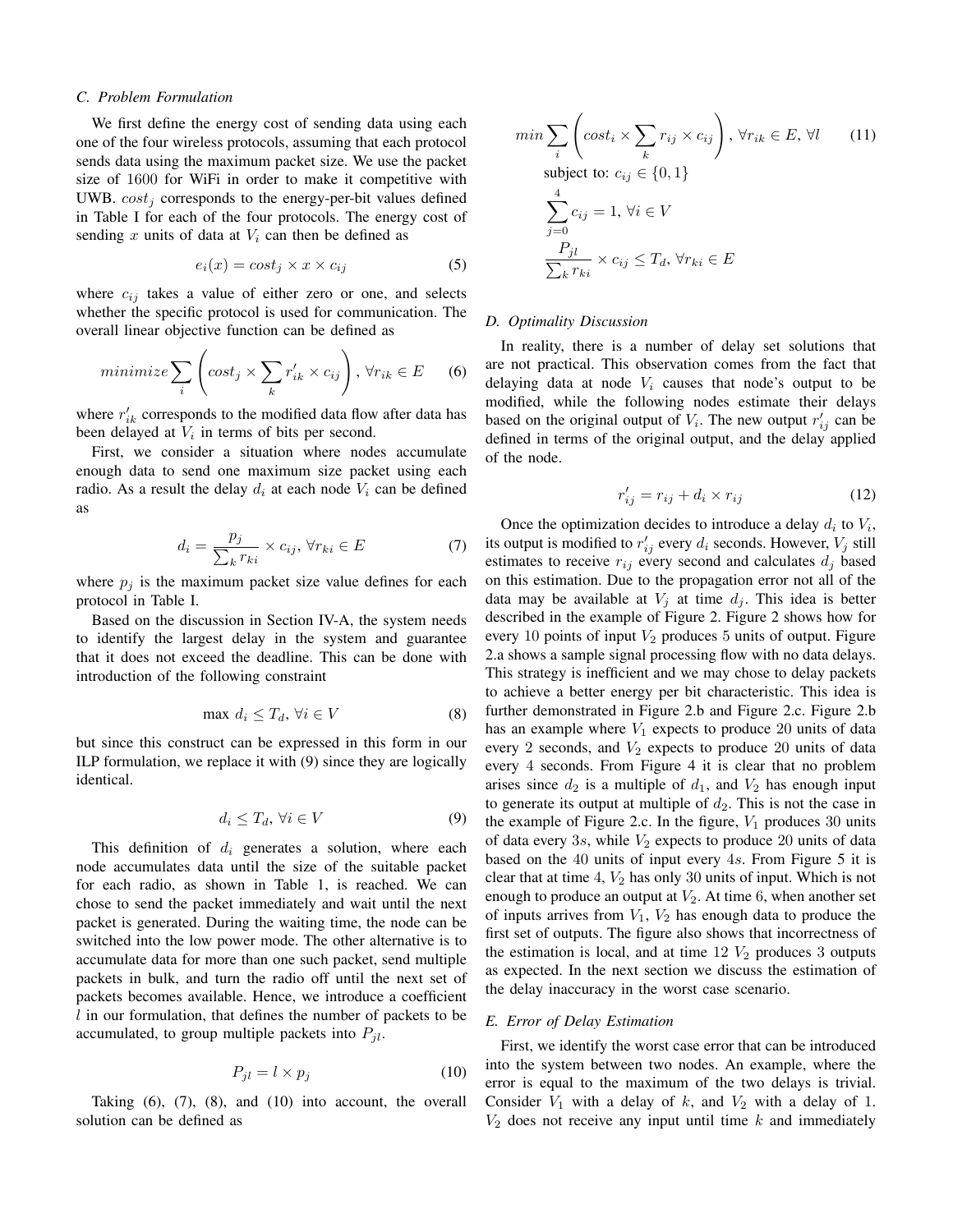### C. Problem Formulation

We first define the energy cost of sending data using each one of the four wireless protocols, assuming that each protocol sends data using the maximum packet size. We use the packet size of 1600 for WiFi in order to make it competitive with UWB. $cost_j$ corresponds to the energy-per-bit values defined in Table I for each of the four protocols. The energy cost of sending $x$ units of data at $V_i$ can then be defined as

$$e_i(x) = cost_j \times x \times c_{ij} \tag{5}$$

where $c_{ij}$ takes a value of either zero or one, and selects whether the specific protocol is used for communication. The overall linear objective function can be defined as

$$minimize \sum_i \left( cost_j \times \sum_k r'_{ik} \times c_{ij} \right), \forall r_{ik} \in E \tag{6}$$

where $r'_{ik}$ corresponds to the modified data flow after data has been delayed at $V_i$ in terms of bits per second.

First, we consider a situation where nodes accumulate enough data to send one maximum size packet using each radio. As a result the delay $d_i$ at each node $V_i$ can be defined as

$$d_i = \frac{p_j}{\sum_k r_{ki}} \times c_{ij}, \forall r_{ki} \in E \tag{7}$$

where $p_j$ is the maximum packet size value defines for each protocol in Table I.

Based on the discussion in Section IV-A, the system needs to identify the largest delay in the system and guarantee that it does not exceed the deadline. This can be done with introduction of the following constraint

$$\max\ d_i \leq T_d, \forall i \in V \tag{8}$$

but since this construct can be expressed in this form in our ILP formulation, we replace it with (9) since they are logically identical.

$$d_i \leq T_d, \forall i \in V \tag{9}$$

This definition of $d_i$ generates a solution, where each node accumulates data until the size of the suitable packet for each radio, as shown in Table 1, is reached. We can chose to send the packet immediately and wait until the next packet is generated. During the waiting time, the node can be switched into the low power mode. The other alternative is to accumulate data for more than one such packet, send multiple packets in bulk, and turn the radio off until the next set of packets becomes available. Hence, we introduce a coefficient $l$ in our formulation, that defines the number of packets to be accumulated, to group multiple packets into $P_{jl}$.

$$P_{jl} = l \times p_j \tag{10}$$

Taking (6), (7), (8), and (10) into account, the overall solution can be defined as

$$min \sum_i \left( cost_i \times \sum_k r_{ij} \times c_{ij} \right), \forall r_{ik} \in E, \forall l \tag{11}$$

$$\text{subject to: } c_{ij} \in \{0, 1\}$$

$$\sum_{j=0}^{4} c_{ij} = 1, \forall i \in V$$

$$\frac{P_{jl}}{\sum_k r_{ki}} \times c_{ij} \leq T_d, \forall r_{ki} \in E$$

### D. Optimality Discussion

In reality, there is a number of delay set solutions that are not practical. This observation comes from the fact that delaying data at node $V_i$ causes that node's output to be modified, while the following nodes estimate their delays based on the original output of $V_i$. The new output $r'_{ij}$ can be defined in terms of the original output, and the delay applied of the node.

$$r'_{ij} = r_{ij} + d_i \times r_{ij} \tag{12}$$

Once the optimization decides to introduce a delay $d_i$ to $V_i$, its output is modified to $r'_{ij}$ every $d_i$ seconds. However, $V_j$ still estimates to receive $r_{ij}$ every second and calculates $d_j$ based on this estimation. Due to the propagation error not all of the data may be available at $V_j$ at time $d_j$. This idea is better described in the example of Figure 2. Figure 2 shows how for every 10 points of input $V_2$ produces 5 units of output. Figure 2.a shows a sample signal processing flow with no data delays. This strategy is inefficient and we may chose to delay packets to achieve a better energy per bit characteristic. This idea is further demonstrated in Figure 2.b and Figure 2.c. Figure 2.b has an example where $V_1$ expects to produce 20 units of data every 2 seconds, and $V_2$ expects to produce 20 units of data every 4 seconds. From Figure 4 it is clear that no problem arises since $d_2$ is a multiple of $d_1$, and $V_2$ has enough input to generate its output at multiple of $d_2$. This is not the case in the example of Figure 2.c. In the figure, $V_1$ produces 30 units of data every $3s$, while $V_2$ expects to produce 20 units of data based on the 40 units of input every $4s$. From Figure 5 it is clear that at time 4, $V_2$ has only 30 units of input. Which is not enough to produce an output at $V_2$. At time 6, when another set of inputs arrives from $V_1$, $V_2$ has enough data to produce the first set of outputs. The figure also shows that incorrectness of the estimation is local, and at time 12 $V_2$ produces 3 outputs as expected. In the next section we discuss the estimation of the delay inaccuracy in the worst case scenario.

### E. Error of Delay Estimation

First, we identify the worst case error that can be introduced into the system between two nodes. An example, where the error is equal to the maximum of the two delays is trivial. Consider $V_1$ with a delay of $k$, and $V_2$ with a delay of 1. $V_2$ does not receive any input until time $k$ and immediately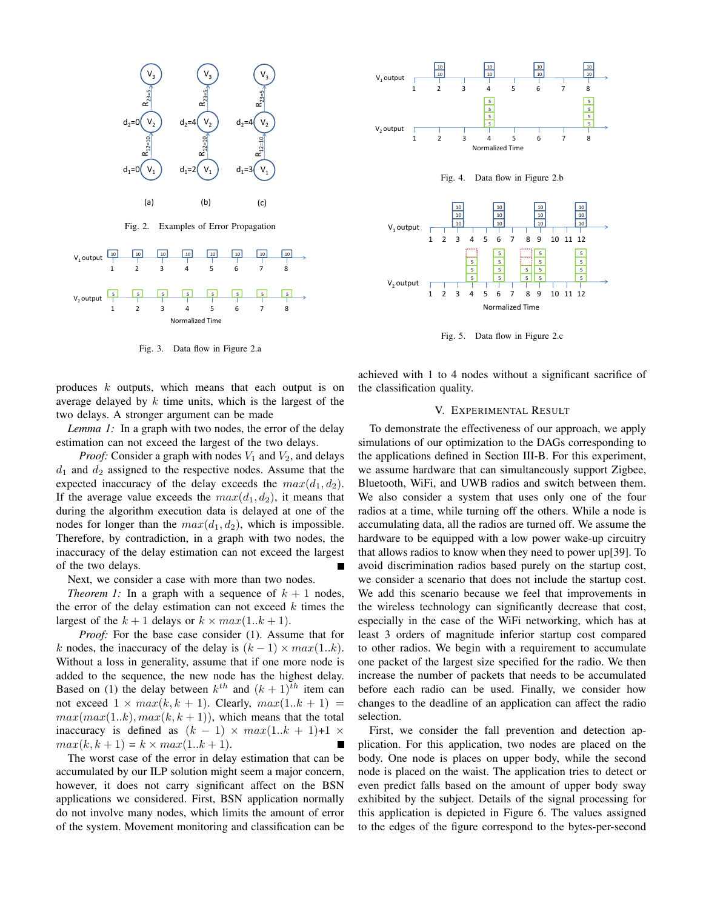Fig. 2. Examples of Error Propagation

Fig. 3. Data flow in Figure 2.a

Fig. 4. Data flow in Figure 2.b

Fig. 5. Data flow in Figure 2.c

produces $k$ outputs, which means that each output is on average delayed by $k$ time units, which is the largest of the two delays. A stronger argument can be made

*Lemma 1:* In a graph with two nodes, the error of the delay estimation can not exceed the largest of the two delays.

*Proof:* Consider a graph with nodes $V_1$ and $V_2$, and delays $d_1$ and $d_2$ assigned to the respective nodes. Assume that the expected inaccuracy of the delay exceeds the $max(d_1, d_2)$. If the average value exceeds the $max(d_1, d_2)$, it means that during the algorithm execution data is delayed at one of the nodes for longer than the $max(d_1, d_2)$, which is impossible. Therefore, by contradiction, in a graph with two nodes, the inaccuracy of the delay estimation can not exceed the largest of the two delays. ∎

Next, we consider a case with more than two nodes.

*Theorem 1:* In a graph with a sequence of $k+1$ nodes, the error of the delay estimation can not exceed $k$ times the largest of the $k+1$ delays or $k \times max(1..k+1)$.

*Proof:* For the base case consider (1). Assume that for $k$ nodes, the inaccuracy of the delay is $(k-1) \times max(1..k)$. Without a loss in generality, assume that if one more node is added to the sequence, the new node has the highest delay. Based on (1) the delay between $k^{th}$ and $(k+1)^{th}$ item can not exceed $1 \times max(k, k+1)$. Clearly, $max(1..k+1) = max(max(1..k), max(k, k+1))$, which means that the total inaccuracy is defined as $(k-1) \times max(1..k+1)$+1 $\times$ $max(k, k+1)$ = $k \times max(1..k+1)$. ∎

The worst case of the error in delay estimation that can be accumulated by our ILP solution might seem a major concern, however, it does not carry significant affect on the BSN applications we considered. First, BSN application normally do not involve many nodes, which limits the amount of error of the system. Movement monitoring and classification can be achieved with 1 to 4 nodes without a significant sacrifice of the classification quality.

## V. Experimental Result

To demonstrate the effectiveness of our approach, we apply simulations of our optimization to the DAGs corresponding to the applications defined in Section III-B. For this experiment, we assume hardware that can simultaneously support Zigbee, Bluetooth, WiFi, and UWB radios and switch between them. We also consider a system that uses only one of the four radios at a time, while turning off the others. While a node is accumulating data, all the radios are turned off. We assume the hardware to be equipped with a low power wake-up circuitry that allows radios to know when they need to power up[39]. To avoid discrimination radios based purely on the startup cost, we consider a scenario that does not include the startup cost. We add this scenario because we feel that improvements in the wireless technology can significantly decrease that cost, especially in the case of the WiFi networking, which has at least 3 orders of magnitude inferior startup cost compared to other radios. We begin with a requirement to accumulate one packet of the largest size specified for the radio. We then increase the number of packets that needs to be accumulated before each radio can be used. Finally, we consider how changes to the deadline of an application can affect the radio selection.

First, we consider the fall prevention and detection application. For this application, two nodes are placed on the body. One node is places on upper body, while the second node is placed on the waist. The application tries to detect or even predict falls based on the amount of upper body sway exhibited by the subject. Details of the signal processing for this application is depicted in Figure 6. The values assigned to the edges of the figure correspond to the bytes-per-second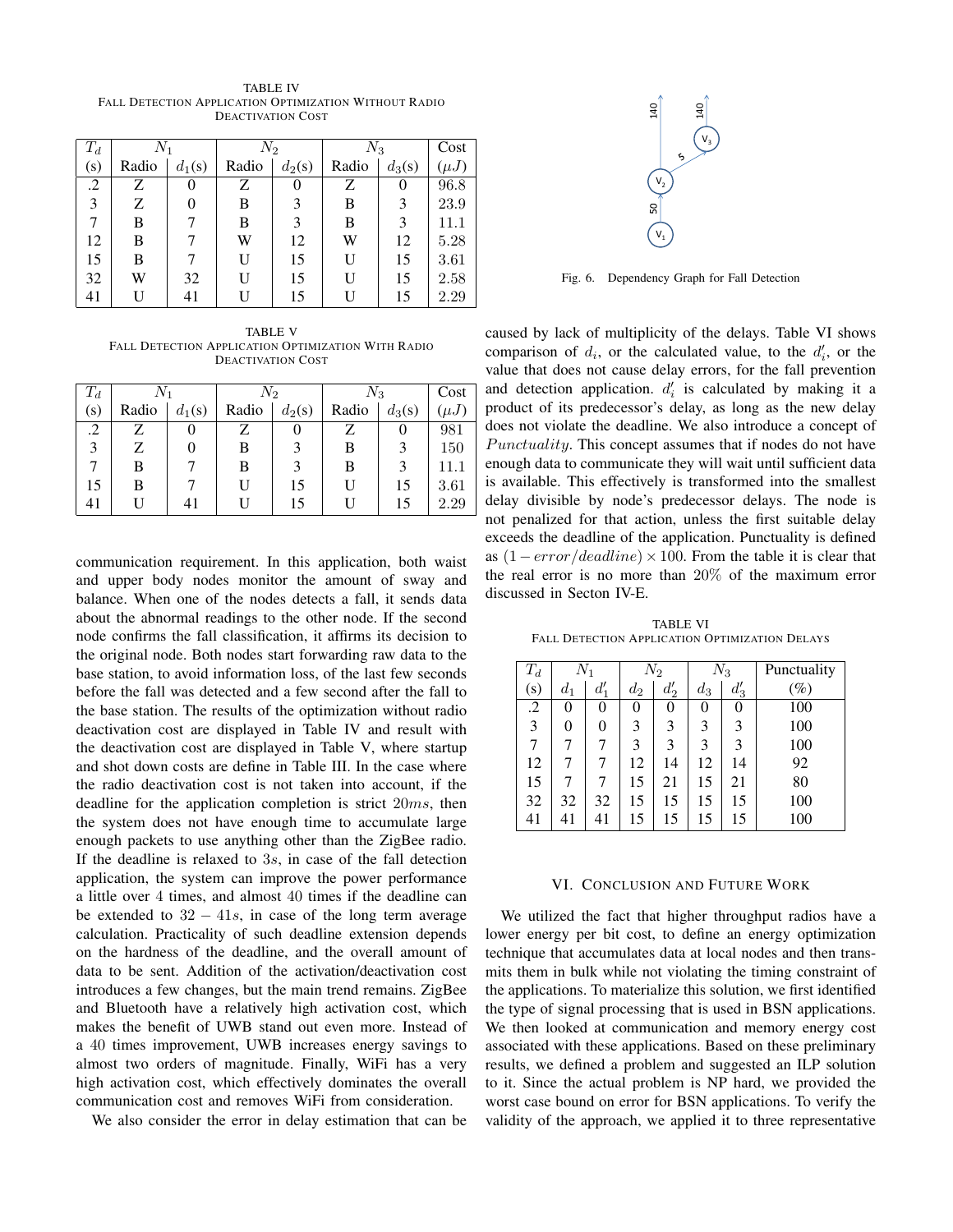TABLE IV
FALL DETECTION APPLICATION OPTIMIZATION WITHOUT RADIO DEACTIVATION COST

| $T_d$ | $N_1$ | | $N_2$ | | $N_3$ | | Cost |
|---|---|---|---|---|---|---|---|
| (s) | Radio | $d_1$(s) | Radio | $d_2$(s) | Radio | $d_3$(s) | ($\mu J$) |
| .2 | Z | 0 | Z | 0 | Z | 0 | 96.8 |
| 3 | Z | 0 | B | 3 | B | 3 | 23.9 |
| 7 | B | 7 | B | 3 | B | 3 | 11.1 |
| 12 | B | 7 | W | 12 | W | 12 | 5.28 |
| 15 | B | 7 | U | 15 | U | 15 | 3.61 |
| 32 | W | 32 | U | 15 | U | 15 | 2.58 |
| 41 | U | 41 | U | 15 | U | 15 | 2.29 |

TABLE V
FALL DETECTION APPLICATION OPTIMIZATION WITH RADIO DEACTIVATION COST

| $T_d$ | $N_1$ | | $N_2$ | | $N_3$ | | Cost |
|---|---|---|---|---|---|---|---|
| (s) | Radio | $d_1$(s) | Radio | $d_2$(s) | Radio | $d_3$(s) | ($\mu J$) |
| .2 | Z | 0 | Z | 0 | Z | 0 | 981 |
| 3 | Z | 0 | B | 3 | B | 3 | 150 |
| 7 | B | 7 | B | 3 | B | 3 | 11.1 |
| 15 | B | 7 | U | 15 | U | 15 | 3.61 |
| 41 | U | 41 | U | 15 | U | 15 | 2.29 |

communication requirement. In this application, both waist and upper body nodes monitor the amount of sway and balance. When one of the nodes detects a fall, it sends data about the abnormal readings to the other node. If the second node confirms the fall classification, it affirms its decision to the original node. Both nodes start forwarding raw data to the base station, to avoid information loss, of the last few seconds before the fall was detected and a few second after the fall to the base station. The results of the optimization without radio deactivation cost are displayed in Table IV and result with the deactivation cost are displayed in Table V, where startup and shot down costs are define in Table III. In the case where the radio deactivation cost is not taken into account, if the deadline for the application completion is strict $20ms$, then the system does not have enough time to accumulate large enough packets to use anything other than the ZigBee radio. If the deadline is relaxed to $3s$, in case of the fall detection application, the system can improve the power performance a little over 4 times, and almost 40 times if the deadline can be extended to $32 - 41s$, in case of the long term average calculation. Practicality of such deadline extension depends on the hardness of the deadline, and the overall amount of data to be sent. Addition of the activation/deactivation cost introduces a few changes, but the main trend remains. ZigBee and Bluetooth have a relatively high activation cost, which makes the benefit of UWB stand out even more. Instead of a 40 times improvement, UWB increases energy savings to almost two orders of magnitude. Finally, WiFi has a very high activation cost, which effectively dominates the overall communication cost and removes WiFi from consideration.

We also consider the error in delay estimation that can be caused by lack of multiplicity of the delays. Table VI shows comparison of $d_i$, or the calculated value, to the $d_i'$, or the value that does not cause delay errors, for the fall prevention and detection application. $d_i'$ is calculated by making it a product of its predecessor's delay, as long as the new delay does not violate the deadline. We also introduce a concept of $Punctuality$. This concept assumes that if nodes do not have enough data to communicate they will wait until sufficient data is available. This effectively is transformed into the smallest delay divisible by node's predecessor delays. The node is not penalized for that action, unless the first suitable delay exceeds the deadline of the application. Punctuality is defined as $(1 - error/deadline) \times 100$. From the table it is clear that the real error is no more than $20\%$ of the maximum error discussed in Secton IV-E.

Fig. 6. Dependency Graph for Fall Detection

TABLE VI
FALL DETECTION APPLICATION OPTIMIZATION DELAYS

| $T_d$ | $N_1$ | | $N_2$ | | $N_3$ | | Punctuality |
|---|---|---|---|---|---|---|---|
| (s) | $d_1$ | $d_1'$ | $d_2$ | $d_2'$ | $d_3$ | $d_3'$ | (%) |
| .2 | 0 | 0 | 0 | 0 | 0 | 0 | 100 |
| 3 | 0 | 0 | 3 | 3 | 3 | 3 | 100 |
| 7 | 7 | 7 | 3 | 3 | 3 | 3 | 100 |
| 12 | 7 | 7 | 12 | 14 | 12 | 14 | 92 |
| 15 | 7 | 7 | 15 | 21 | 15 | 21 | 80 |
| 32 | 32 | 32 | 15 | 15 | 15 | 15 | 100 |
| 41 | 41 | 41 | 15 | 15 | 15 | 15 | 100 |

## VI. CONCLUSION AND FUTURE WORK

We utilized the fact that higher throughput radios have a lower energy per bit cost, to define an energy optimization technique that accumulates data at local nodes and then transmits them in bulk while not violating the timing constraint of the applications. To materialize this solution, we first identified the type of signal processing that is used in BSN applications. We then looked at communication and memory energy cost associated with these applications. Based on these preliminary results, we defined a problem and suggested an ILP solution to it. Since the actual problem is NP hard, we provided the worst case bound on error for BSN applications. To verify the validity of the approach, we applied it to three representative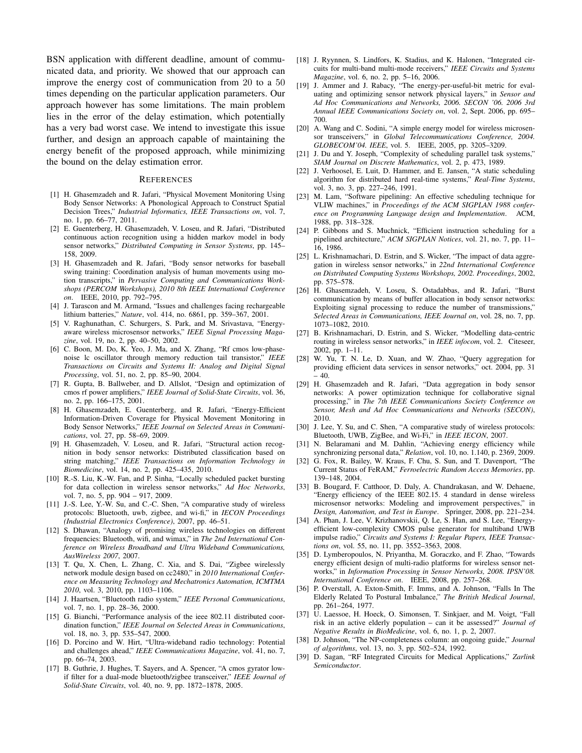BSN application with different deadline, amount of communicated data, and priority. We showed that our approach can improve the energy cost of communication from 20 to a 50 times depending on the particular application parameters. Our approach however has some limitations. The main problem lies in the error of the delay estimation, which potentially has a very bad worst case. We intend to investigate this issue further, and design an approach capable of maintaining the energy benefit of the proposed approach, while minimizing the bound on the delay estimation error.

## References

[1] H. Ghasemzadeh and R. Jafari, "Physical Movement Monitoring Using Body Sensor Networks: A Phonological Approach to Construct Spatial Decision Trees," *Industrial Informatics, IEEE Transactions on*, vol. 7, no. 1, pp. 66–77, 2011.

[2] E. Guenterberg, H. Ghasemzadeh, V. Loseu, and R. Jafari, "Distributed continuous action recognition using a hidden markov model in body sensor networks," *Distributed Computing in Sensor Systems*, pp. 145–158, 2009.

[3] H. Ghasemzadeh and R. Jafari, "Body sensor networks for baseball swing training: Coordination analysis of human movements using motion transcripts," in *Pervasive Computing and Communications Workshops (PERCOM Workshops), 2010 8th IEEE International Conference on*. IEEE, 2010, pp. 792–795.

[4] J. Tarascon and M. Armand, "Issues and challenges facing rechargeable lithium batteries," *Nature*, vol. 414, no. 6861, pp. 359–367, 2001.

[5] V. Raghunathan, C. Schurgers, S. Park, and M. Srivastava, "Energy-aware wireless microsensor networks," *IEEE Signal Processing Magazine*, vol. 19, no. 2, pp. 40–50, 2002.

[6] C. Boon, M. Do, K. Yeo, J. Ma, and X. Zhang, "Rf cmos low-phase-noise lc oscillator through memory reduction tail transistor," *IEEE Transactions on Circuits and Systems II: Analog and Digital Signal Processing*, vol. 51, no. 2, pp. 85–90, 2004.

[7] R. Gupta, B. Ballweber, and D. Allslot, "Design and optimization of cmos rf power amplifiers," *IEEE Journal of Solid-State Circuits*, vol. 36, no. 2, pp. 166–175, 2001.

[8] H. Ghasemzadeh, E. Guenterberg, and R. Jafari, "Energy-Efficient Information-Driven Coverage for Physical Movement Monitoring in Body Sensor Networks," *IEEE Journal on Selected Areas in Communications*, vol. 27, pp. 58–69, 2009.

[9] H. Ghasemzadeh, V. Loseu, and R. Jafari, "Structural action recognition in body sensor networks: Distributed classification based on string matching," *IEEE Transactions on Information Technology in Biomedicine*, vol. 14, no. 2, pp. 425–435, 2010.

[10] R.-S. Liu, K.-W. Fan, and P. Sinha, "Locally scheduled packet bursting for data collection in wireless sensor networks," *Ad Hoc Networks*, vol. 7, no. 5, pp. 904 – 917, 2009.

[11] J.-S. Lee, Y.-W. Su, and C.-C. Shen, "A comparative study of wireless protocols: Bluetooth, uwb, zigbee, and wi-fi," in *IECON Proceedings (Industrial Electronics Conference)*, 2007, pp. 46–51.

[12] S. Dhawan, "Analogy of promising wireless technologies on different frequencies: Bluetooth, wifi, and wimax," in *The 2nd International Conference on Wireless Broadband and Ultra Wideband Communications, AusWireless 2007*, 2007.

[13] T. Qu, X. Chen, L. Zhang, C. Xia, and S. Dai, "Zigbee wirelessly network module design based on cc2480," in *2010 International Conference on Measuring Technology and Mechatronics Automation, ICMTMA 2010*, vol. 3, 2010, pp. 1103–1106.

[14] J. Haartsen, "Bluetooth radio system," *IEEE Personal Communications*, vol. 7, no. 1, pp. 28–36, 2000.

[15] G. Bianchi, "Performance analysis of the ieee 802.11 distributed coordination function," *IEEE Journal on Selected Areas in Communications*, vol. 18, no. 3, pp. 535–547, 2000.

[16] D. Porcino and W. Hirt, "Ultra-wideband radio technology: Potential and challenges ahead," *IEEE Communications Magazine*, vol. 41, no. 7, pp. 66–74, 2003.

[17] B. Guthrie, J. Hughes, T. Sayers, and A. Spencer, "A cmos gyrator low-if filter for a dual-mode bluetooth/zigbee transceiver," *IEEE Journal of Solid-State Circuits*, vol. 40, no. 9, pp. 1872–1878, 2005.

[18] J. Ryynnen, S. Lindfors, K. Stadius, and K. Halonen, "Integrated circuits for multi-band multi-mode receivers," *IEEE Circuits and Systems Magazine*, vol. 6, no. 2, pp. 5–16, 2006.

[19] J. Ammer and J. Rabacy, "The energy-per-useful-bit metric for evaluating and optimizing sensor network physical layers," in *Sensor and Ad Hoc Communications and Networks, 2006. SECON '06. 2006 3rd Annual IEEE Communications Society on*, vol. 2, Sept. 2006, pp. 695–700.

[20] A. Wang and C. Sodini, "A simple energy model for wireless microsensor transceivers," in *Global Telecommunications Conference, 2004. GLOBECOM'04. IEEE*, vol. 5. IEEE, 2005, pp. 3205–3209.

[21] J. Du and Y. Joseph, "Complexity of scheduling parallel task systems," *SIAM Journal on Discrete Mathematics*, vol. 2, p. 473, 1989.

[22] J. Verhoosel, E. Luit, D. Hammer, and E. Jansen, "A static scheduling algorithm for distributed hard real-time systems," *Real-Time Systems*, vol. 3, no. 3, pp. 227–246, 1991.

[23] M. Lam, "Software pipelining: An effective scheduling technique for VLIW machines," in *Proceedings of the ACM SIGPLAN 1988 conference on Programming Language design and Implementation*. ACM, 1988, pp. 318–328.

[24] P. Gibbons and S. Muchnick, "Efficient instruction scheduling for a pipelined architecture," *ACM SIGPLAN Notices*, vol. 21, no. 7, pp. 11–16, 1986.

[25] L. Krishnamachari, D. Estrin, and S. Wicker, "The impact of data aggregation in wireless sensor networks," in *22nd International Conference on Distributed Computing Systems Workshops, 2002. Proceedings*, 2002, pp. 575–578.

[26] H. Ghasemzadeh, V. Loseu, S. Ostadabbas, and R. Jafari, "Burst communication by means of buffer allocation in body sensor networks: Exploiting signal processing to reduce the number of transmissions," *Selected Areas in Communications, IEEE Journal on*, vol. 28, no. 7, pp. 1073–1082, 2010.

[27] B. Krishnamachari, D. Estrin, and S. Wicker, "Modelling data-centric routing in wireless sensor networks," in *IEEE infocom*, vol. 2. Citeseer, 2002, pp. 1–11.

[28] W. Yu, T. N. Le, D. Xuan, and W. Zhao, "Query aggregation for providing efficient data services in sensor networks," oct. 2004, pp. 31 – 40.

[29] H. Ghasemzadeh and R. Jafari, "Data aggregation in body sensor networks: A power optimization technique for collaborative signal processing," in *The 7th IEEE Communications Society Conference on Sensor, Mesh and Ad Hoc Communications and Networks (SECON)*, 2010.

[30] J. Lee, Y. Su, and C. Shen, "A comparative study of wireless protocols: Bluetooth, UWB, ZigBee, and Wi-Fi," in *IEEE IECON*, 2007.

[31] N. Belaramani and M. Dahlin, "Achieving energy efficiency while synchronizing personal data," *Relation*, vol. 10, no. 1.140, p. 2369, 2009.

[32] G. Fox, R. Bailey, W. Kraus, F. Chu, S. Sun, and T. Davenport, "The Current Status of FeRAM," *Ferroelectric Random Access Memories*, pp. 139–148, 2004.

[33] B. Bougard, F. Catthoor, D. Daly, A. Chandrakasan, and W. Dehaene, "Energy efficiency of the IEEE 802.15. 4 standard in dense wireless microsensor networks: Modeling and improvement perspectives," in *Design, Automation, and Test in Europe*. Springer, 2008, pp. 221–234.

[34] A. Phan, J. Lee, V. Krizhanovskii, Q. Le, S. Han, and S. Lee, "Energy-efficient low-complexity CMOS pulse generator for multiband UWB impulse radio," *Circuits and Systems I: Regular Papers, IEEE Transactions on*, vol. 55, no. 11, pp. 3552–3563, 2008.

[35] D. Lymberopoulos, N. Priyantha, M. Goraczko, and F. Zhao, "Towards energy efficient design of multi-radio platforms for wireless sensor networks," in *Information Processing in Sensor Networks, 2008. IPSN'08. International Conference on*. IEEE, 2008, pp. 257–268.

[36] P. Overstall, A. Exton-Smith, F. Imms, and A. Johnson, "Falls In The Elderly Related To Postural Imbalance," *The British Medical Journal*, pp. 261–264, 1977.

[37] U. Laessoe, H. Hoeck, O. Simonsen, T. Sinkjaer, and M. Voigt, "Fall risk in an active elderly population – can it be assessed?" *Journal of Negative Results in BioMedicine*, vol. 6, no. 1, p. 2, 2007.

[38] D. Johnson, "The NP-completeness column: an ongoing guide," *Journal of algorithms*, vol. 13, no. 3, pp. 502–524, 1992.

[39] D. Sagan, "RF Integrated Circuits for Medical Applications," *Zarlink Semiconductor*.